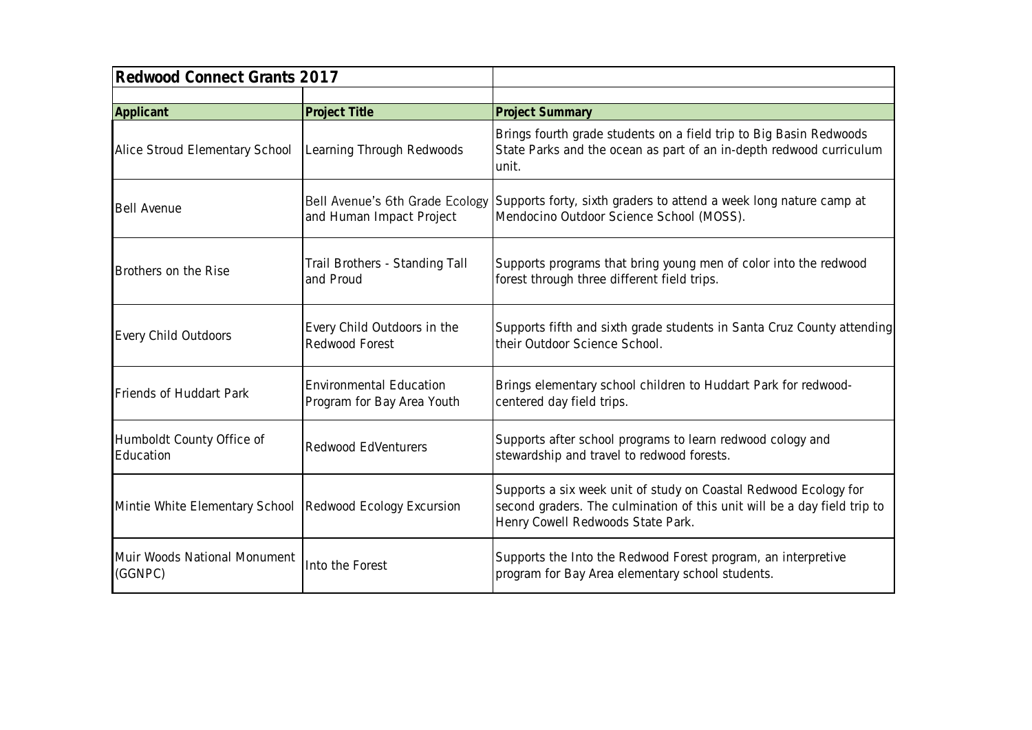## Redwood Connect Grants 2017

| Applicant | Project Title | Project Summary |
|---|---|---|
| Alice Stroud Elementary School | Learning Through Redwoods | Brings fourth grade students on a field trip to Big Basin Redwoods State Parks and the ocean as part of an in-depth redwood curriculum unit. |
| Bell Avenue | Bell Avenue's 6th Grade Ecology and Human Impact Project | Supports forty, sixth graders to attend a week long nature camp at Mendocino Outdoor Science School (MOSS). |
| Brothers on the Rise | Trail Brothers - Standing Tall and Proud | Supports programs that bring young men of color into the redwood forest through three different field trips. |
| Every Child Outdoors | Every Child Outdoors in the Redwood Forest | Supports fifth and sixth grade students in Santa Cruz County attending their Outdoor Science School. |
| Friends of Huddart Park | Environmental Education Program for Bay Area Youth | Brings elementary school children to Huddart Park for redwood-centered day field trips. |
| Humboldt County Office of Education | Redwood EdVenturers | Supports after school programs to learn redwood cology and stewardship and travel to redwood forests. |
| Mintie White Elementary School | Redwood Ecology Excursion | Supports a six week unit of study on Coastal Redwood Ecology for second graders. The culmination of this unit will be a day field trip to Henry Cowell Redwoods State Park. |
| Muir Woods National Monument (GGNPC) | Into the Forest | Supports the Into the Redwood Forest program, an interpretive program for Bay Area elementary school students. |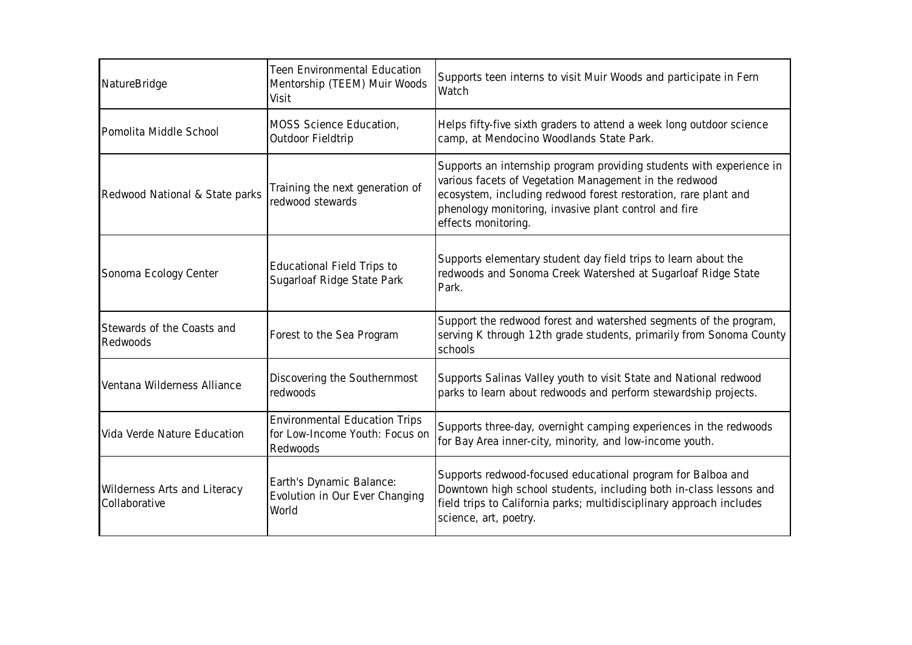| | | |
|---|---|---|
| NatureBridge | Teen Environmental Education Mentorship (TEEM) Muir Woods Visit | Supports teen interns to visit Muir Woods and participate in Fern Watch |
| Pomolita Middle School | MOSS Science Education, Outdoor Fieldtrip | Helps fifty-five sixth graders to attend a week long outdoor science camp, at Mendocino Woodlands State Park. |
| Redwood National & State parks | Training the next generation of redwood stewards | Supports an internship program providing students with experience in various facets of Vegetation Management in the redwood ecosystem, including redwood forest restoration, rare plant and phenology monitoring, invasive plant control and fire effects monitoring. |
| Sonoma Ecology Center | Educational Field Trips to Sugarloaf Ridge State Park | Supports elementary student day field trips to learn about the redwoods and Sonoma Creek Watershed at Sugarloaf Ridge State Park. |
| Stewards of the Coasts and Redwoods | Forest to the Sea Program | Support the redwood forest and watershed segments of the program, serving K through 12th grade students, primarily from Sonoma County schools |
| Ventana Wilderness Alliance | Discovering the Southernmost redwoods | Supports Salinas Valley youth to visit State and National redwood parks to learn about redwoods and perform stewardship projects. |
| Vida Verde Nature Education | Environmental Education Trips for Low-Income Youth: Focus on Redwoods | Supports three-day, overnight camping experiences in the redwoods for Bay Area inner-city, minority, and low-income youth. |
| Wilderness Arts and Literacy Collaborative | Earth's Dynamic Balance: Evolution in Our Ever Changing World | Supports redwood-focused educational program for Balboa and Downtown high school students, including both in-class lessons and field trips to California parks; multidisciplinary approach includes science, art, poetry. |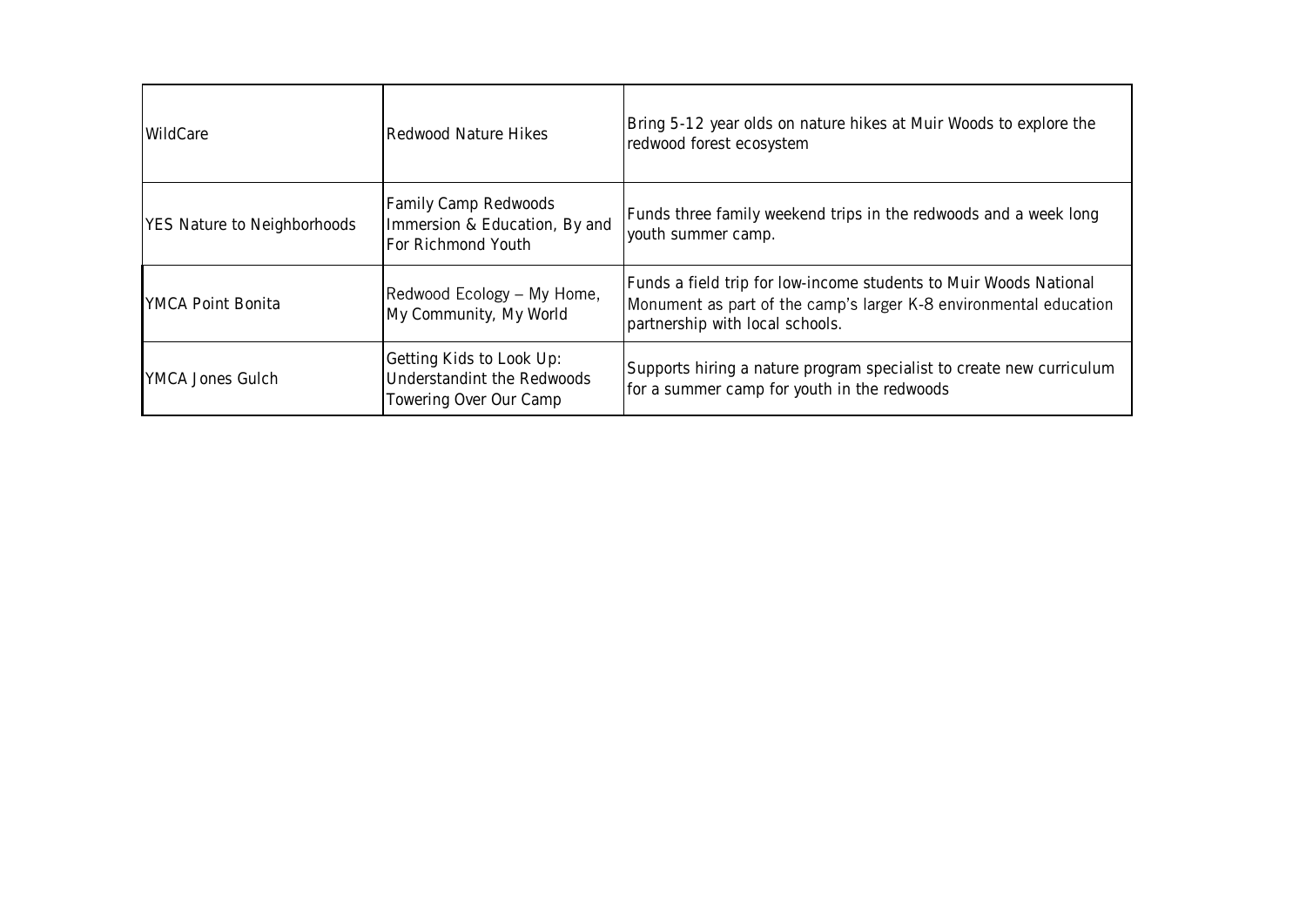| | | |
|---|---|---|
| WildCare | Redwood Nature Hikes | Bring 5-12 year olds on nature hikes at Muir Woods to explore the redwood forest ecosystem |
| YES Nature to Neighborhoods | Family Camp Redwoods Immersion & Education, By and For Richmond Youth | Funds three family weekend trips in the redwoods and a week long youth summer camp. |
| YMCA Point Bonita | Redwood Ecology – My Home, My Community, My World | Funds a field trip for low-income students to Muir Woods National Monument as part of the camp's larger K-8 environmental education partnership with local schools. |
| YMCA Jones Gulch | Getting Kids to Look Up: Understandint the Redwoods Towering Over Our Camp | Supports hiring a nature program specialist to create new curriculum for a summer camp for youth in the redwoods |